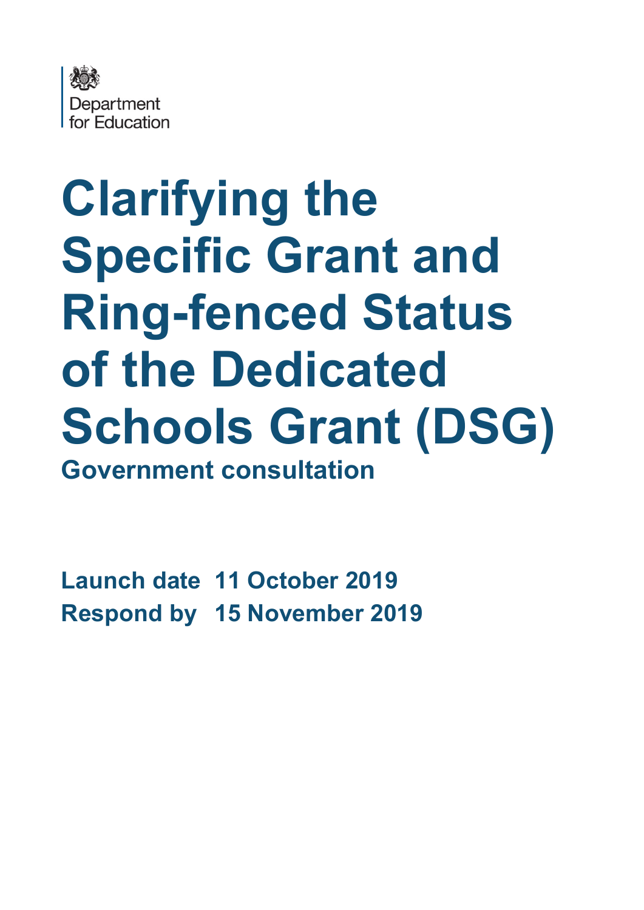Department for Education

# Clarifying the Specific Grant and Ring-fenced Status of the Dedicated Schools Grant (DSG)

**Government consultation**

**Launch date** 11 October 2019
**Respond by** 15 November 2019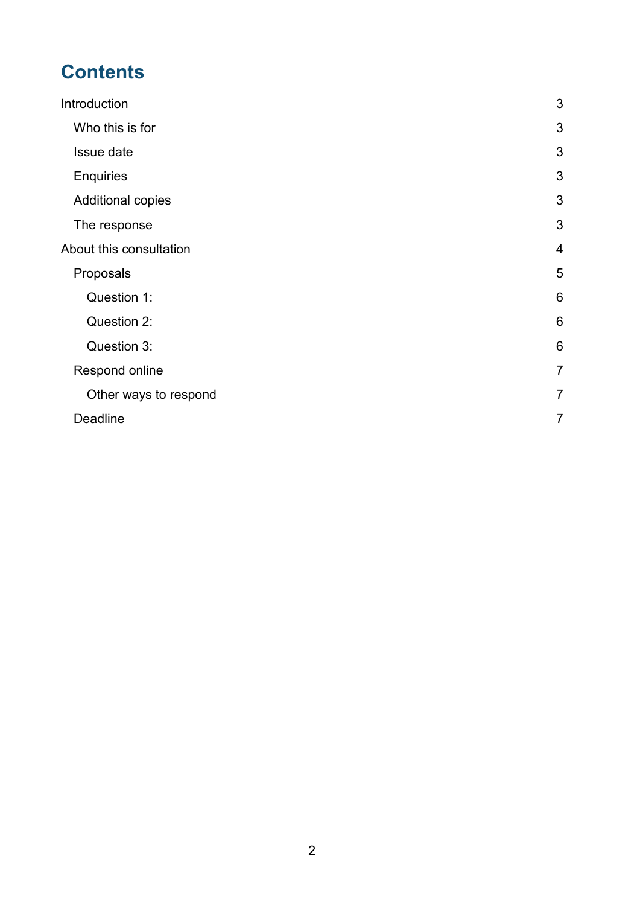# Contents

- Introduction 3
  - Who this is for 3
  - Issue date 3
  - Enquiries 3
  - Additional copies 3
  - The response 3
- About this consultation 4
  - Proposals 5
    - Question 1: 6
    - Question 2: 6
    - Question 3: 6
  - Respond online 7
    - Other ways to respond 7
  - Deadline 7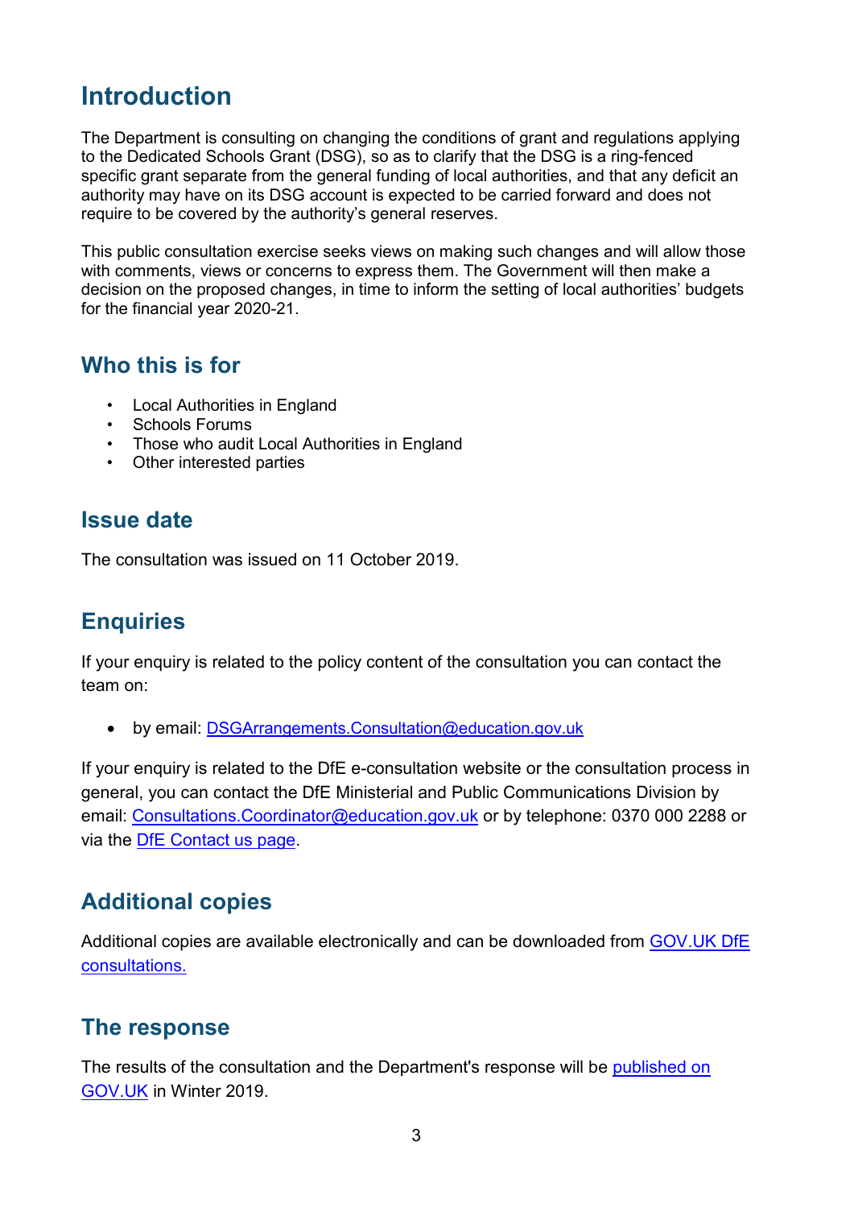# Introduction

The Department is consulting on changing the conditions of grant and regulations applying to the Dedicated Schools Grant (DSG), so as to clarify that the DSG is a ring-fenced specific grant separate from the general funding of local authorities, and that any deficit an authority may have on its DSG account is expected to be carried forward and does not require to be covered by the authority's general reserves.

This public consultation exercise seeks views on making such changes and will allow those with comments, views or concerns to express them. The Government will then make a decision on the proposed changes, in time to inform the setting of local authorities' budgets for the financial year 2020-21.

## Who this is for

- Local Authorities in England
- Schools Forums
- Those who audit Local Authorities in England
- Other interested parties

## Issue date

The consultation was issued on 11 October 2019.

## Enquiries

If your enquiry is related to the policy content of the consultation you can contact the team on:

- by email: DSGArrangements.Consultation@education.gov.uk

If your enquiry is related to the DfE e-consultation website or the consultation process in general, you can contact the DfE Ministerial and Public Communications Division by email: Consultations.Coordinator@education.gov.uk or by telephone: 0370 000 2288 or via the DfE Contact us page.

## Additional copies

Additional copies are available electronically and can be downloaded from GOV.UK DfE consultations.

## The response

The results of the consultation and the Department's response will be published on GOV.UK in Winter 2019.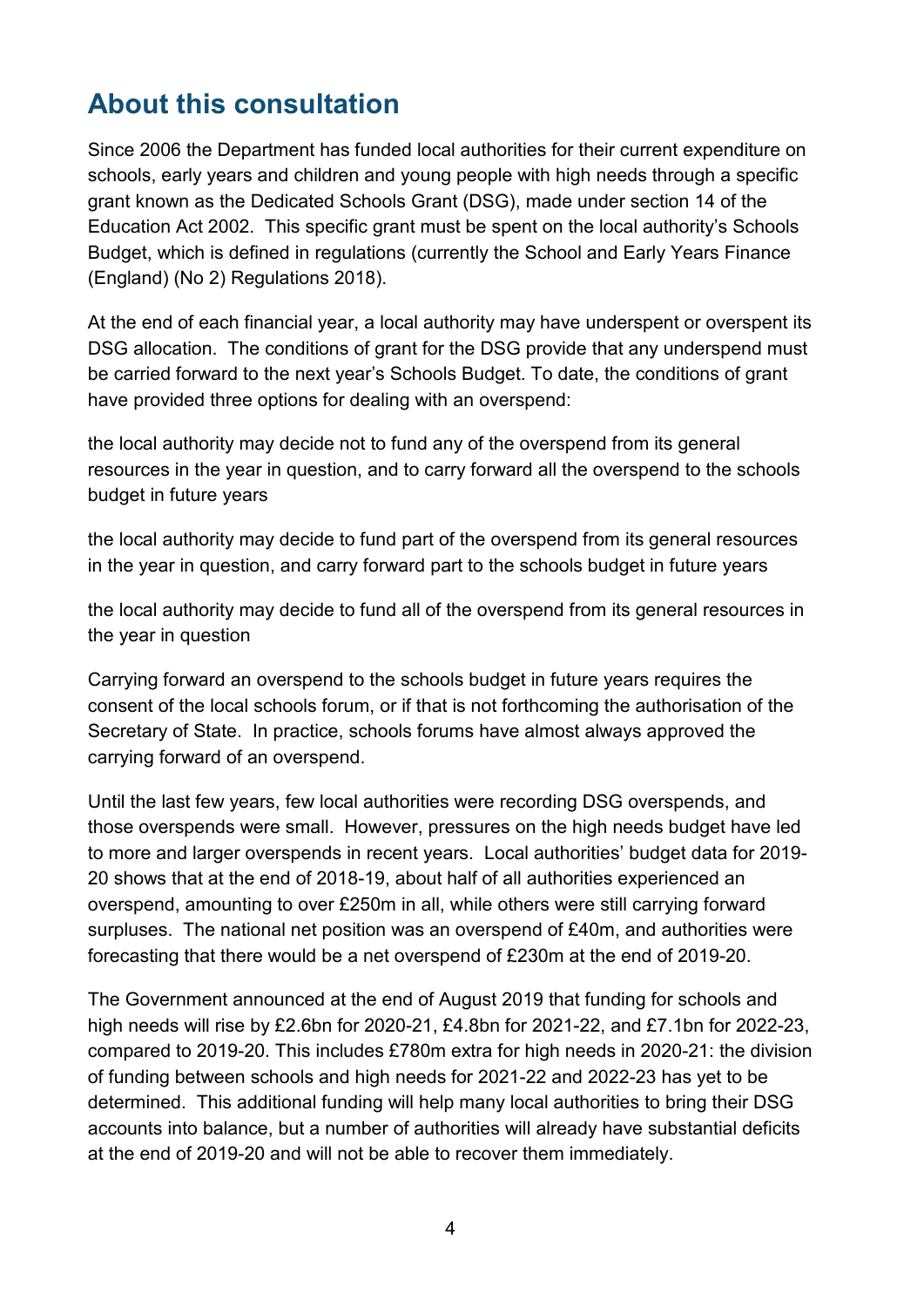## About this consultation

Since 2006 the Department has funded local authorities for their current expenditure on schools, early years and children and young people with high needs through a specific grant known as the Dedicated Schools Grant (DSG), made under section 14 of the Education Act 2002. This specific grant must be spent on the local authority's Schools Budget, which is defined in regulations (currently the School and Early Years Finance (England) (No 2) Regulations 2018).

At the end of each financial year, a local authority may have underspent or overspent its DSG allocation. The conditions of grant for the DSG provide that any underspend must be carried forward to the next year's Schools Budget. To date, the conditions of grant have provided three options for dealing with an overspend:

the local authority may decide not to fund any of the overspend from its general resources in the year in question, and to carry forward all the overspend to the schools budget in future years

the local authority may decide to fund part of the overspend from its general resources in the year in question, and carry forward part to the schools budget in future years

the local authority may decide to fund all of the overspend from its general resources in the year in question

Carrying forward an overspend to the schools budget in future years requires the consent of the local schools forum, or if that is not forthcoming the authorisation of the Secretary of State. In practice, schools forums have almost always approved the carrying forward of an overspend.

Until the last few years, few local authorities were recording DSG overspends, and those overspends were small. However, pressures on the high needs budget have led to more and larger overspends in recent years. Local authorities' budget data for 2019-20 shows that at the end of 2018-19, about half of all authorities experienced an overspend, amounting to over £250m in all, while others were still carrying forward surpluses. The national net position was an overspend of £40m, and authorities were forecasting that there would be a net overspend of £230m at the end of 2019-20.

The Government announced at the end of August 2019 that funding for schools and high needs will rise by £2.6bn for 2020-21, £4.8bn for 2021-22, and £7.1bn for 2022-23, compared to 2019-20. This includes £780m extra for high needs in 2020-21: the division of funding between schools and high needs for 2021-22 and 2022-23 has yet to be determined. This additional funding will help many local authorities to bring their DSG accounts into balance, but a number of authorities will already have substantial deficits at the end of 2019-20 and will not be able to recover them immediately.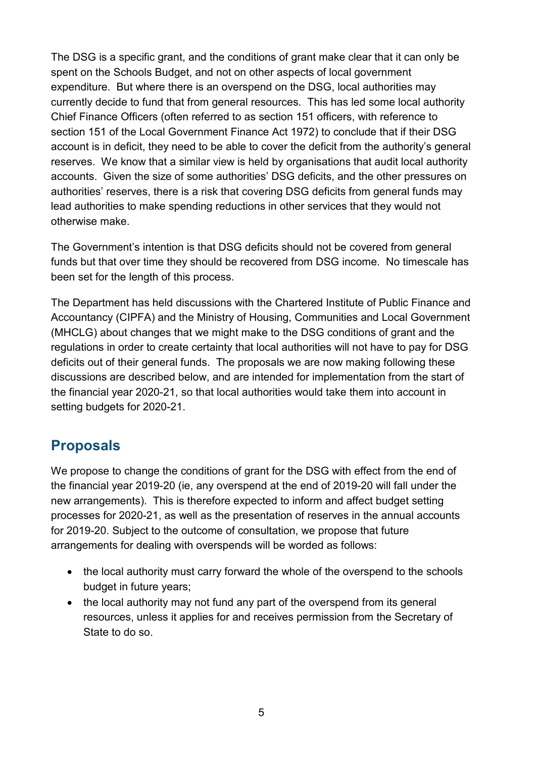The DSG is a specific grant, and the conditions of grant make clear that it can only be spent on the Schools Budget, and not on other aspects of local government expenditure. But where there is an overspend on the DSG, local authorities may currently decide to fund that from general resources. This has led some local authority Chief Finance Officers (often referred to as section 151 officers, with reference to section 151 of the Local Government Finance Act 1972) to conclude that if their DSG account is in deficit, they need to be able to cover the deficit from the authority's general reserves. We know that a similar view is held by organisations that audit local authority accounts. Given the size of some authorities' DSG deficits, and the other pressures on authorities' reserves, there is a risk that covering DSG deficits from general funds may lead authorities to make spending reductions in other services that they would not otherwise make.

The Government's intention is that DSG deficits should not be covered from general funds but that over time they should be recovered from DSG income. No timescale has been set for the length of this process.

The Department has held discussions with the Chartered Institute of Public Finance and Accountancy (CIPFA) and the Ministry of Housing, Communities and Local Government (MHCLG) about changes that we might make to the DSG conditions of grant and the regulations in order to create certainty that local authorities will not have to pay for DSG deficits out of their general funds. The proposals we are now making following these discussions are described below, and are intended for implementation from the start of the financial year 2020-21, so that local authorities would take them into account in setting budgets for 2020-21.

## Proposals

We propose to change the conditions of grant for the DSG with effect from the end of the financial year 2019-20 (ie, any overspend at the end of 2019-20 will fall under the new arrangements). This is therefore expected to inform and affect budget setting processes for 2020-21, as well as the presentation of reserves in the annual accounts for 2019-20. Subject to the outcome of consultation, we propose that future arrangements for dealing with overspends will be worded as follows:

- the local authority must carry forward the whole of the overspend to the schools budget in future years;
- the local authority may not fund any part of the overspend from its general resources, unless it applies for and receives permission from the Secretary of State to do so.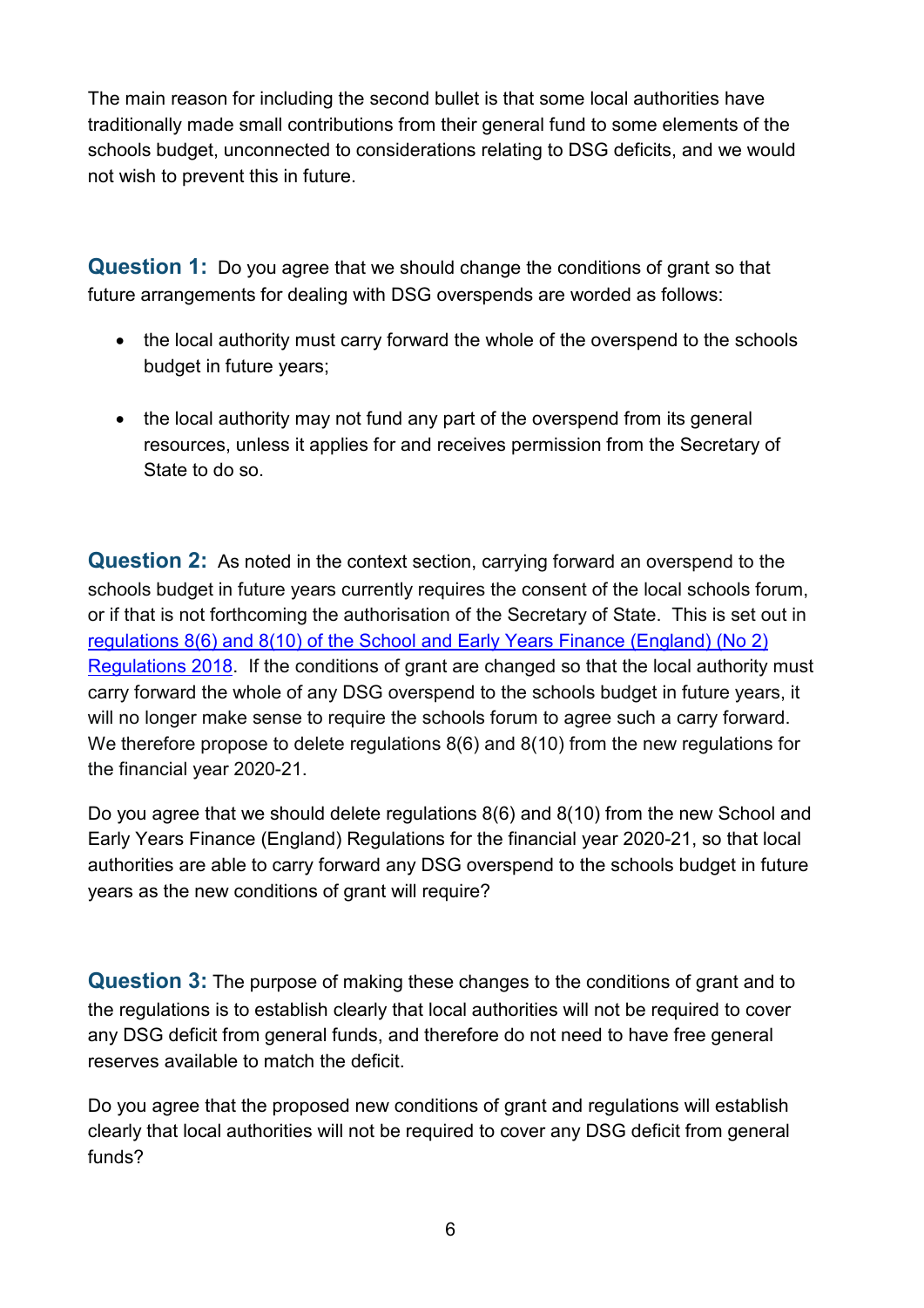The main reason for including the second bullet is that some local authorities have traditionally made small contributions from their general fund to some elements of the schools budget, unconnected to considerations relating to DSG deficits, and we would not wish to prevent this in future.

**Question 1:** Do you agree that we should change the conditions of grant so that future arrangements for dealing with DSG overspends are worded as follows:

- the local authority must carry forward the whole of the overspend to the schools budget in future years;
- the local authority may not fund any part of the overspend from its general resources, unless it applies for and receives permission from the Secretary of State to do so.

**Question 2:** As noted in the context section, carrying forward an overspend to the schools budget in future years currently requires the consent of the local schools forum, or if that is not forthcoming the authorisation of the Secretary of State. This is set out in regulations 8(6) and 8(10) of the School and Early Years Finance (England) (No 2) Regulations 2018. If the conditions of grant are changed so that the local authority must carry forward the whole of any DSG overspend to the schools budget in future years, it will no longer make sense to require the schools forum to agree such a carry forward. We therefore propose to delete regulations 8(6) and 8(10) from the new regulations for the financial year 2020-21.

Do you agree that we should delete regulations 8(6) and 8(10) from the new School and Early Years Finance (England) Regulations for the financial year 2020-21, so that local authorities are able to carry forward any DSG overspend to the schools budget in future years as the new conditions of grant will require?

**Question 3:** The purpose of making these changes to the conditions of grant and to the regulations is to establish clearly that local authorities will not be required to cover any DSG deficit from general funds, and therefore do not need to have free general reserves available to match the deficit.

Do you agree that the proposed new conditions of grant and regulations will establish clearly that local authorities will not be required to cover any DSG deficit from general funds?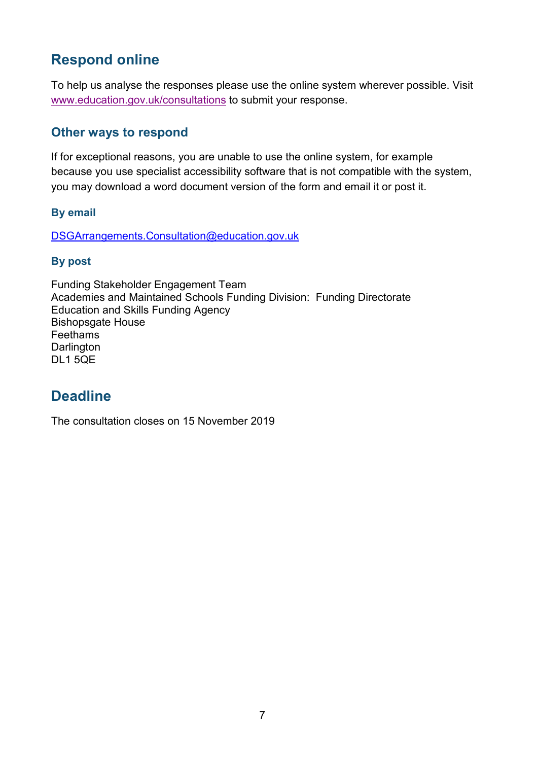# Respond online

To help us analyse the responses please use the online system wherever possible. Visit [www.education.gov.uk/consultations](www.education.gov.uk/consultations) to submit your response.

## Other ways to respond

If for exceptional reasons, you are unable to use the online system, for example because you use specialist accessibility software that is not compatible with the system, you may download a word document version of the form and email it or post it.

### By email

[DSGArrangements.Consultation@education.gov.uk](mailto:DSGArrangements.Consultation@education.gov.uk)

### By post

Funding Stakeholder Engagement Team
Academies and Maintained Schools Funding Division: Funding Directorate
Education and Skills Funding Agency
Bishopsgate House
Feethams
Darlington
DL1 5QE

# Deadline

The consultation closes on 15 November 2019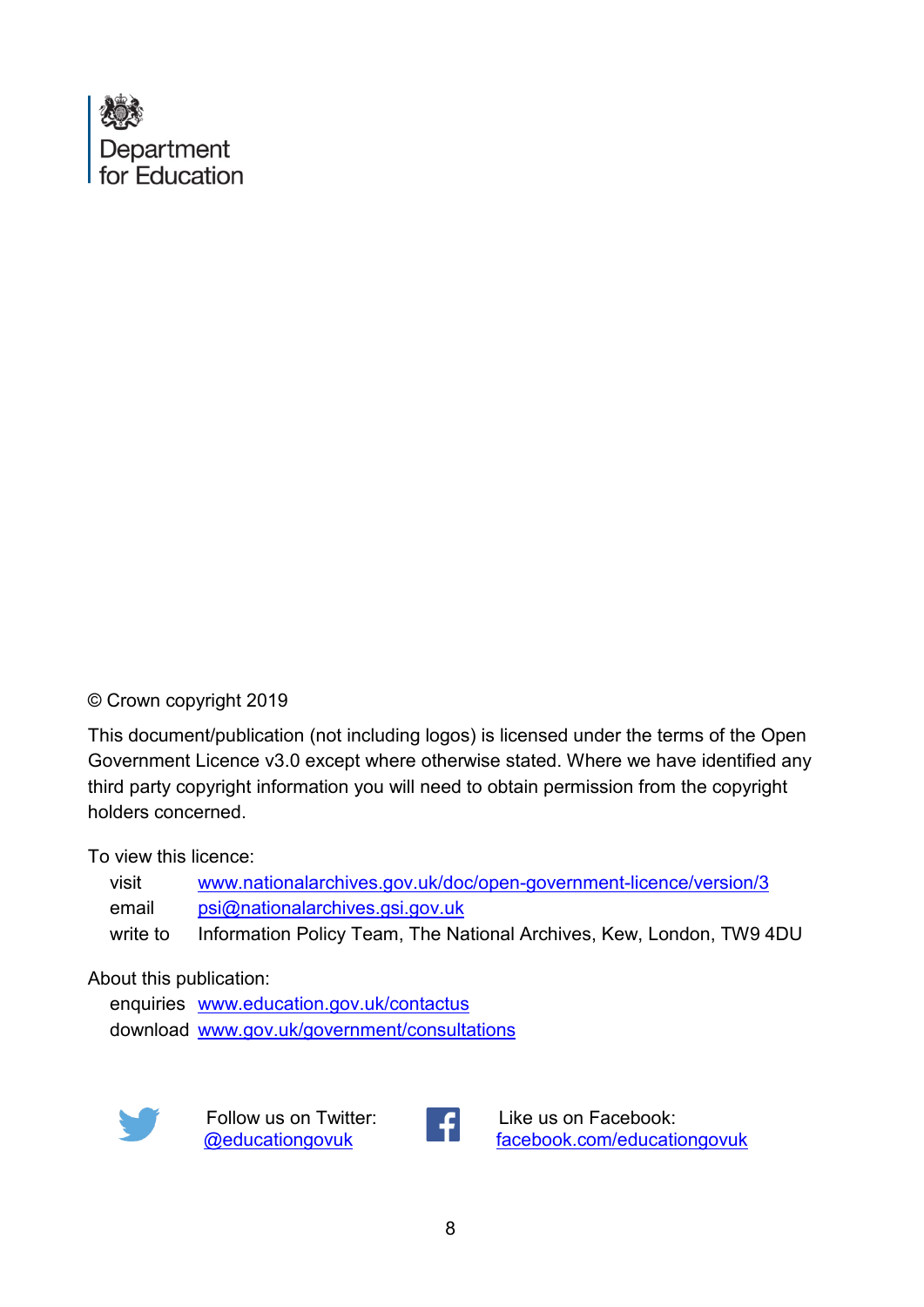Department for Education

© Crown copyright 2019

This document/publication (not including logos) is licensed under the terms of the Open Government Licence v3.0 except where otherwise stated. Where we have identified any third party copyright information you will need to obtain permission from the copyright holders concerned.

To view this licence:

visit www.nationalarchives.gov.uk/doc/open-government-licence/version/3
email psi@nationalarchives.gsi.gov.uk
write to Information Policy Team, The National Archives, Kew, London, TW9 4DU

About this publication:

enquiries www.education.gov.uk/contactus
download www.gov.uk/government/consultations

Follow us on Twitter: @educationgovuk

Like us on Facebook: facebook.com/educationgovuk